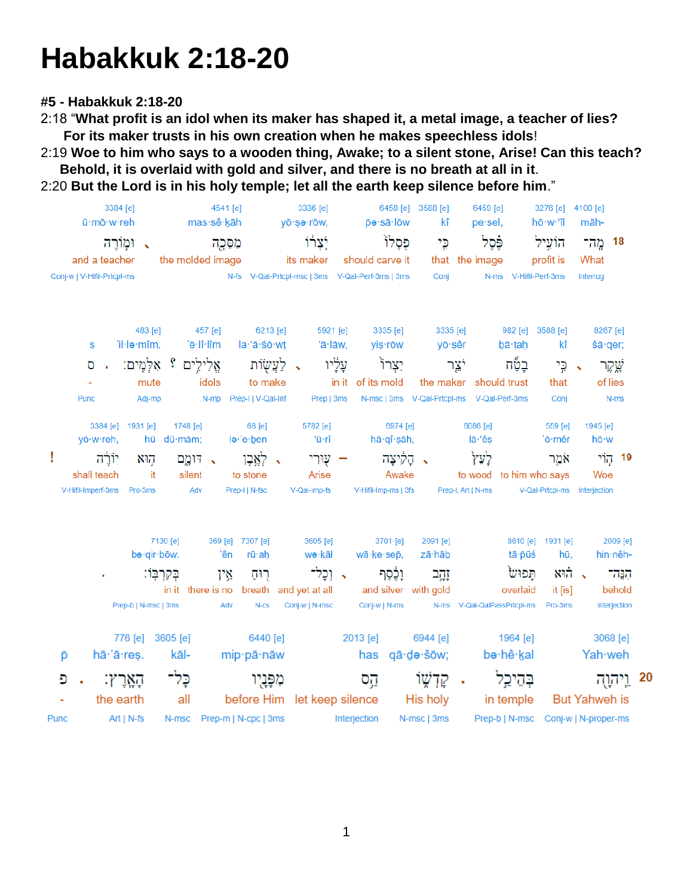# Habakkuk 2:18-20

**#5 - Habakkuk 2:18-20**

2:18 “**What profit is an idol when its maker has shaped it, a metal image, a teacher of lies? For its maker trusts in his own creation when he makes speechless idols**!

2:19 **Woe to him who says to a wooden thing, Awake; to a silent stone, Arise! Can this teach? Behold, it is overlaid with gold and silver, and there is no breath at all in it**.

2:20 **But the Lord is in his holy temple; let all the earth keep silence before him**.”

**18**

| 4100 [e] | 3276 [e] | 6459 [e] | 3588 [e] | 6458 [e] | 3336 [e] | 4541 [e] | 3384 [e] |
|---|---|---|---|---|---|---|---|
| māh- | hō·w·'îl | pe·sel, | kî | pə·sā·lōw | yō·ṣə·rōw, | mas·sê·kāh | ū·mō·w·reh |
| מָה־ | הוֹעִיל | פֶּסֶל | כִּי | פְסָלוֹ | יֹצְרוֹ, | מַסֵּכָה | וּמ֣וֹרֶה |
| What | profit is | the image | that | should carve it | its maker | the molded image | and a teacher |
| Interrog | V-Hifil-Perf-3ms | N-ms | Conj | V-Qal-Perf-3ms \| 3ms | V-Qal-Prtcpl-msc \| 3ms | N-fs | Conj-w \| V-Hifil-Prtcpl-ms |

| 8267 [e] | 3588 [e] | 982 [e] | 3335 [e] | 3335 [e] | 5921 [e] | 6213 [e] | 457 [e] | 483 [e] | |
|---|---|---|---|---|---|---|---|---|---|
| šā·qer; | kî | bā·ṭaḥ | yō·ṣêr | yiṣ·rōw | 'ā·lāw, | la·'ă·śō·wt | 'ĕ·lî·lîm | 'il·lə·mîm. | s |
| שָׁקֶר | כִּי | בָטַח | יֹצֵר | יִצְרוֹ | עָלָיו | לַעֲשׂוֹת | אֱלִילִים | אִלְּמִים׃ | ס |
| of lies | that | should trust | the maker | of its mold | in it | to make | idols | mute | - |
| N-ms | Conj | V-Qal-Perf-3ms | V-Qal-Prtcpl-ms | N-msc \| 3ms | Prep \| 3ms | Prep-l \| V-Qal-Inf | N-mp | Adj-mp | Punc |

**19**

| 1945 [e] | 559 [e] | 6086 [e] | 6974 [e] | 5782 [e] | 68 [e] | 1748 [e] | 1931 [e] | 3384 [e] |
|---|---|---|---|---|---|---|---|---|
| hō·w | 'ō·mêr | lā·'êṣ | hā·qî·ṣāh, | 'ū·rî | lə·'e·ben | dū·mām; | hū | yō·w·reh, |
| הוֹי | אֹמֵר | לָעֵץ | הָקִיצָה | ע֔וּרִי | לְאֶבֶן | דּוּמָם | הוּא | יוֹרֶה |
| Woe | to him who says | to wood | Awake | Arise | to stone | silent | it | shall teach |
| Interjection | V-Qal-Prtcpl-ms | Prep-l, Art \| N-ms | V-Hifil-Imp-ms \| 3fs | V-Qal-Imp-fs | Prep-l \| N-fsc | Adv | Pro-3ms | V-Hifil-Imperf-3ms |

| 2009 [e] | 1931 [e] | 8610 [e] | 2091 [e] | 3701 [e] | 3605 [e] | 7307 [e] | 369 [e] | 7130 [e] |
|---|---|---|---|---|---|---|---|---|
| hin·nêh- | hū, | tā·pūś | zā·hāb | wā·ke·sep, | wə·kāl | rū·aḥ | 'ên | bə·qir·bōw. |
| הִנֵּה־ | הוּא | תָּפוּשׂ | זָהָב | וָכֶסֶף | וְכָל־ | רוּחַ | אֵין | בְּקִרְבּוֹ׃ |
| behold | it [is] | overlaid | with gold | and silver | and yet at all | breath | there is no | in it |
| Interjection | Pro-3ms | V-Qal-QalPassPrtcpl-ms | N-ms | Conj-w \| N-ms | Conj-w \| N-msc | N-cs | Adv | Prep-b \| N-msc \| 3ms |

**20**

| 3068 [e] | 1964 [e] | 6944 [e] | 2013 [e] | 6440 [e] | 3605 [e] | 776 [e] | |
|---|---|---|---|---|---|---|---|
| Yah·weh | bə·hê·kal | qā·də·šōw; | has | mip·pā·nāw | kāl- | hā·'ā·reṣ. | p |
| וַיהוָה | בְּהֵיכַל | קָדְשׁוֹ | הַס | מִפָּנָיו | כָּל־ | הָאָרֶץ׃ | פ |
| But Yahweh is | in temple | His holy | let keep silence | before Him | all | the earth | - |
| Conj-w \| N-proper-ms | Prep-b \| N-msc | N-msc \| 3ms | Interjection | Prep-m \| N-cpc \| 3ms | N-msc | Art \| N-fs | Punc |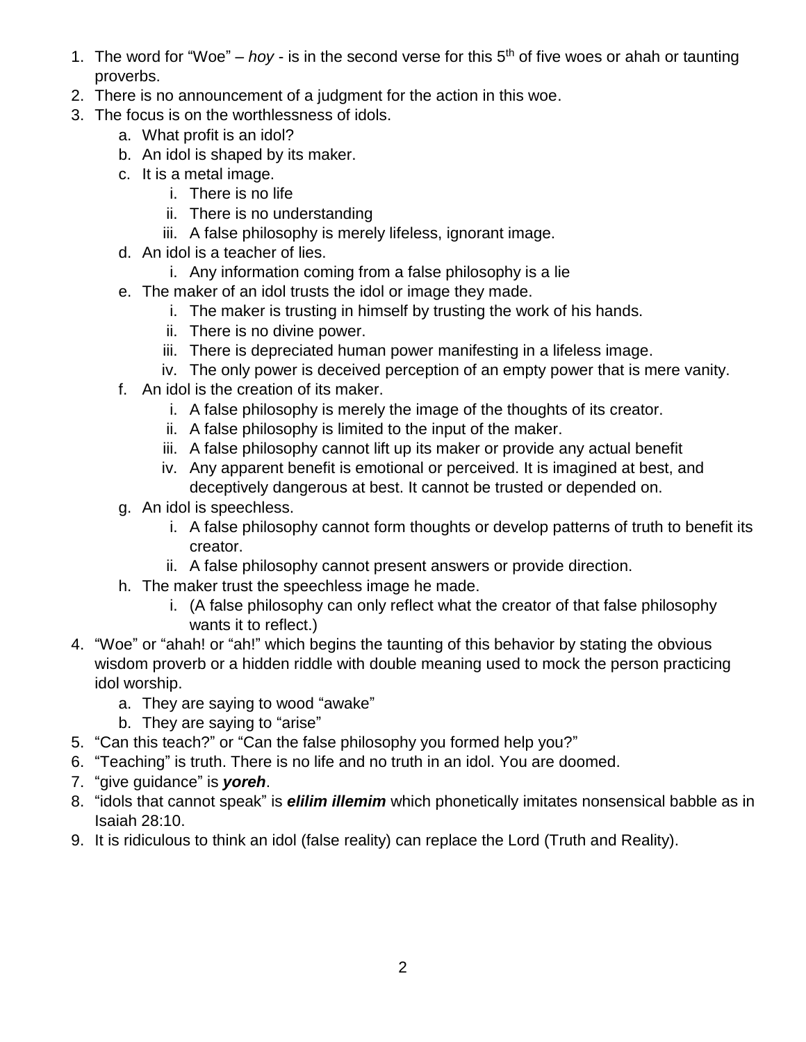1. The word for "Woe" – *hoy* - is in the second verse for this 5th of five woes or ahah or taunting proverbs.
2. There is no announcement of a judgment for the action in this woe.
3. The focus is on the worthlessness of idols.
   a. What profit is an idol?
   b. An idol is shaped by its maker.
   c. It is a metal image.
      i. There is no life
      ii. There is no understanding
      iii. A false philosophy is merely lifeless, ignorant image.
   d. An idol is a teacher of lies.
      i. Any information coming from a false philosophy is a lie
   e. The maker of an idol trusts the idol or image they made.
      i. The maker is trusting in himself by trusting the work of his hands.
      ii. There is no divine power.
      iii. There is depreciated human power manifesting in a lifeless image.
      iv. The only power is deceived perception of an empty power that is mere vanity.
   f. An idol is the creation of its maker.
      i. A false philosophy is merely the image of the thoughts of its creator.
      ii. A false philosophy is limited to the input of the maker.
      iii. A false philosophy cannot lift up its maker or provide any actual benefit
      iv. Any apparent benefit is emotional or perceived. It is imagined at best, and deceptively dangerous at best. It cannot be trusted or depended on.
   g. An idol is speechless.
      i. A false philosophy cannot form thoughts or develop patterns of truth to benefit its creator.
      ii. A false philosophy cannot present answers or provide direction.
   h. The maker trust the speechless image he made.
      i. (A false philosophy can only reflect what the creator of that false philosophy wants it to reflect.)
4. "Woe" or "ahah! or "ah!" which begins the taunting of this behavior by stating the obvious wisdom proverb or a hidden riddle with double meaning used to mock the person practicing idol worship.
   a. They are saying to wood "awake"
   b. They are saying to "arise"
5. "Can this teach?" or "Can the false philosophy you formed help you?"
6. "Teaching" is truth. There is no life and no truth in an idol. You are doomed.
7. "give guidance" is ***yoreh***.
8. "idols that cannot speak" is ***elilim illemim*** which phonetically imitates nonsensical babble as in Isaiah 28:10.
9. It is ridiculous to think an idol (false reality) can replace the Lord (Truth and Reality).